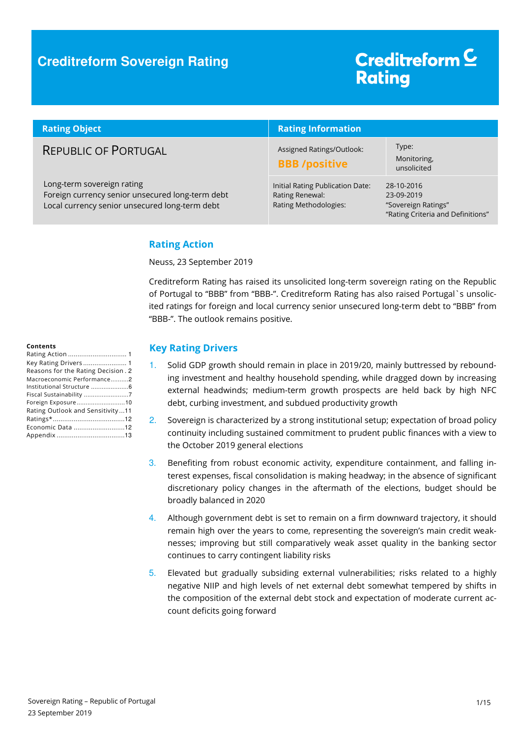# Creditreform Sovereign Rating

Creditreform Rating

| Rating Object | Rating Information | |
|---|---|---|
| REPUBLIC OF PORTUGAL | Assigned Ratings/Outlook: **BBB /positive** | Type: Monitoring, unsolicited |
| Long-term sovereign rating<br>Foreign currency senior unsecured long-term debt<br>Local currency senior unsecured long-term debt | Initial Rating Publication Date:<br>Rating Renewal:<br>Rating Methodologies: | 28-10-2016<br>23-09-2019<br>"Sovereign Ratings"<br>"Rating Criteria and Definitions" |

## Rating Action

Neuss, 23 September 2019

Creditreform Rating has raised its unsolicited long-term sovereign rating on the Republic of Portugal to "BBB" from "BBB-". Creditreform Rating has also raised Portugal`s unsolicited ratings for foreign and local currency senior unsecured long-term debt to "BBB" from "BBB-". The outlook remains positive.

**Contents**

- Rating Action ............................... 1
- Key Rating Drivers ....................... 1
- Reasons for the Rating Decision . 2
- Macroeconomic Performance..........2
- Institutional Structure ....................6
- Fiscal Sustainability ........................7
- Foreign Exposure...........................10
- Rating Outlook and Sensitivity ...11
- Ratings*......................................12
- Economic Data ...........................12
- Appendix ....................................13

## Key Rating Drivers

1. Solid GDP growth should remain in place in 2019/20, mainly buttressed by rebounding investment and healthy household spending, while dragged down by increasing external headwinds; medium-term growth prospects are held back by high NFC debt, curbing investment, and subdued productivity growth
2. Sovereign is characterized by a strong institutional setup; expectation of broad policy continuity including sustained commitment to prudent public finances with a view to the October 2019 general elections
3. Benefiting from robust economic activity, expenditure containment, and falling interest expenses, fiscal consolidation is making headway; in the absence of significant discretionary policy changes in the aftermath of the elections, budget should be broadly balanced in 2020
4. Although government debt is set to remain on a firm downward trajectory, it should remain high over the years to come, representing the sovereign's main credit weaknesses; improving but still comparatively weak asset quality in the banking sector continues to carry contingent liability risks
5. Elevated but gradually subsiding external vulnerabilities; risks related to a highly negative NIIP and high levels of net external debt somewhat tempered by shifts in the composition of the external debt stock and expectation of moderate current account deficits going forward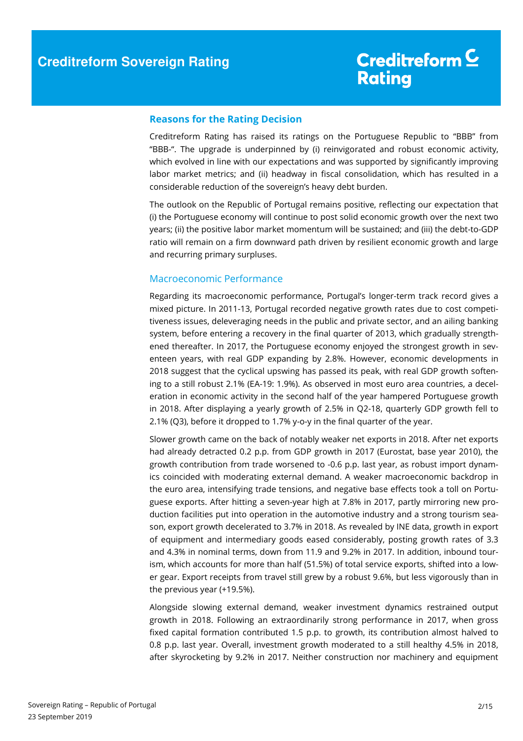## Reasons for the Rating Decision

Creditreform Rating has raised its ratings on the Portuguese Republic to "BBB" from "BBB-". The upgrade is underpinned by (i) reinvigorated and robust economic activity, which evolved in line with our expectations and was supported by significantly improving labor market metrics; and (ii) headway in fiscal consolidation, which has resulted in a considerable reduction of the sovereign's heavy debt burden.

The outlook on the Republic of Portugal remains positive, reflecting our expectation that (i) the Portuguese economy will continue to post solid economic growth over the next two years; (ii) the positive labor market momentum will be sustained; and (iii) the debt-to-GDP ratio will remain on a firm downward path driven by resilient economic growth and large and recurring primary surpluses.

### Macroeconomic Performance

Regarding its macroeconomic performance, Portugal's longer-term track record gives a mixed picture. In 2011-13, Portugal recorded negative growth rates due to cost competitiveness issues, deleveraging needs in the public and private sector, and an ailing banking system, before entering a recovery in the final quarter of 2013, which gradually strengthened thereafter. In 2017, the Portuguese economy enjoyed the strongest growth in seventeen years, with real GDP expanding by 2.8%. However, economic developments in 2018 suggest that the cyclical upswing has passed its peak, with real GDP growth softening to a still robust 2.1% (EA-19: 1.9%). As observed in most euro area countries, a deceleration in economic activity in the second half of the year hampered Portuguese growth in 2018. After displaying a yearly growth of 2.5% in Q2-18, quarterly GDP growth fell to 2.1% (Q3), before it dropped to 1.7% y-o-y in the final quarter of the year.

Slower growth came on the back of notably weaker net exports in 2018. After net exports had already detracted 0.2 p.p. from GDP growth in 2017 (Eurostat, base year 2010), the growth contribution from trade worsened to -0.6 p.p. last year, as robust import dynamics coincided with moderating external demand. A weaker macroeconomic backdrop in the euro area, intensifying trade tensions, and negative base effects took a toll on Portuguese exports. After hitting a seven-year high at 7.8% in 2017, partly mirroring new production facilities put into operation in the automotive industry and a strong tourism season, export growth decelerated to 3.7% in 2018. As revealed by INE data, growth in export of equipment and intermediary goods eased considerably, posting growth rates of 3.3 and 4.3% in nominal terms, down from 11.9 and 9.2% in 2017. In addition, inbound tourism, which accounts for more than half (51.5%) of total service exports, shifted into a lower gear. Export receipts from travel still grew by a robust 9.6%, but less vigorously than in the previous year (+19.5%).

Alongside slowing external demand, weaker investment dynamics restrained output growth in 2018. Following an extraordinarily strong performance in 2017, when gross fixed capital formation contributed 1.5 p.p. to growth, its contribution almost halved to 0.8 p.p. last year. Overall, investment growth moderated to a still healthy 4.5% in 2018, after skyrocketing by 9.2% in 2017. Neither construction nor machinery and equipment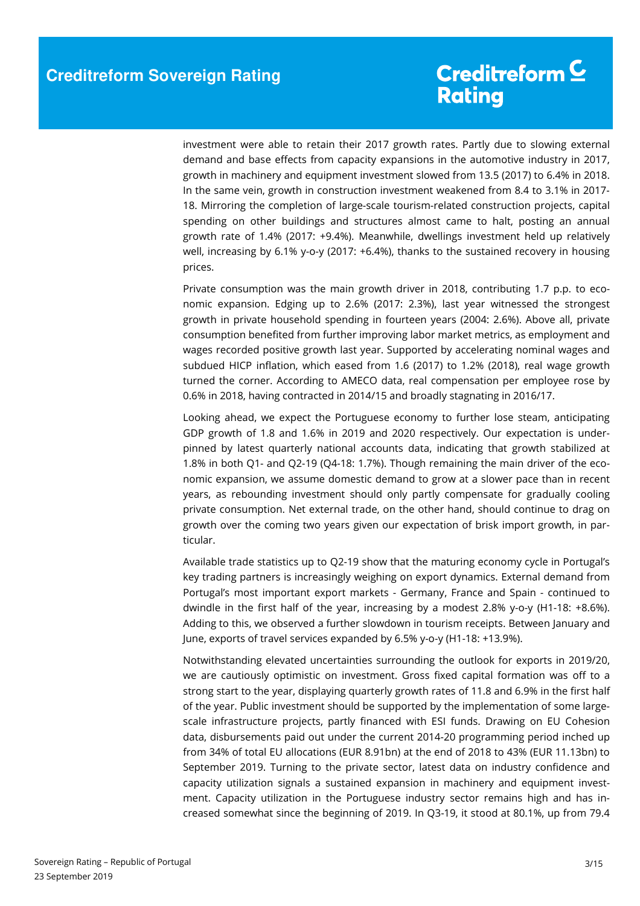investment were able to retain their 2017 growth rates. Partly due to slowing external demand and base effects from capacity expansions in the automotive industry in 2017, growth in machinery and equipment investment slowed from 13.5 (2017) to 6.4% in 2018. In the same vein, growth in construction investment weakened from 8.4 to 3.1% in 2017-18. Mirroring the completion of large-scale tourism-related construction projects, capital spending on other buildings and structures almost came to halt, posting an annual growth rate of 1.4% (2017: +9.4%). Meanwhile, dwellings investment held up relatively well, increasing by 6.1% y-o-y (2017: +6.4%), thanks to the sustained recovery in housing prices.

Private consumption was the main growth driver in 2018, contributing 1.7 p.p. to economic expansion. Edging up to 2.6% (2017: 2.3%), last year witnessed the strongest growth in private household spending in fourteen years (2004: 2.6%). Above all, private consumption benefited from further improving labor market metrics, as employment and wages recorded positive growth last year. Supported by accelerating nominal wages and subdued HICP inflation, which eased from 1.6 (2017) to 1.2% (2018), real wage growth turned the corner. According to AMECO data, real compensation per employee rose by 0.6% in 2018, having contracted in 2014/15 and broadly stagnating in 2016/17.

Looking ahead, we expect the Portuguese economy to further lose steam, anticipating GDP growth of 1.8 and 1.6% in 2019 and 2020 respectively. Our expectation is underpinned by latest quarterly national accounts data, indicating that growth stabilized at 1.8% in both Q1- and Q2-19 (Q4-18: 1.7%). Though remaining the main driver of the economic expansion, we assume domestic demand to grow at a slower pace than in recent years, as rebounding investment should only partly compensate for gradually cooling private consumption. Net external trade, on the other hand, should continue to drag on growth over the coming two years given our expectation of brisk import growth, in particular.

Available trade statistics up to Q2-19 show that the maturing economy cycle in Portugal's key trading partners is increasingly weighing on export dynamics. External demand from Portugal's most important export markets - Germany, France and Spain - continued to dwindle in the first half of the year, increasing by a modest 2.8% y-o-y (H1-18: +8.6%). Adding to this, we observed a further slowdown in tourism receipts. Between January and June, exports of travel services expanded by 6.5% y-o-y (H1-18: +13.9%).

Notwithstanding elevated uncertainties surrounding the outlook for exports in 2019/20, we are cautiously optimistic on investment. Gross fixed capital formation was off to a strong start to the year, displaying quarterly growth rates of 11.8 and 6.9% in the first half of the year. Public investment should be supported by the implementation of some large-scale infrastructure projects, partly financed with ESI funds. Drawing on EU Cohesion data, disbursements paid out under the current 2014-20 programming period inched up from 34% of total EU allocations (EUR 8.91bn) at the end of 2018 to 43% (EUR 11.13bn) to September 2019. Turning to the private sector, latest data on industry confidence and capacity utilization signals a sustained expansion in machinery and equipment investment. Capacity utilization in the Portuguese industry sector remains high and has increased somewhat since the beginning of 2019. In Q3-19, it stood at 80.1%, up from 79.4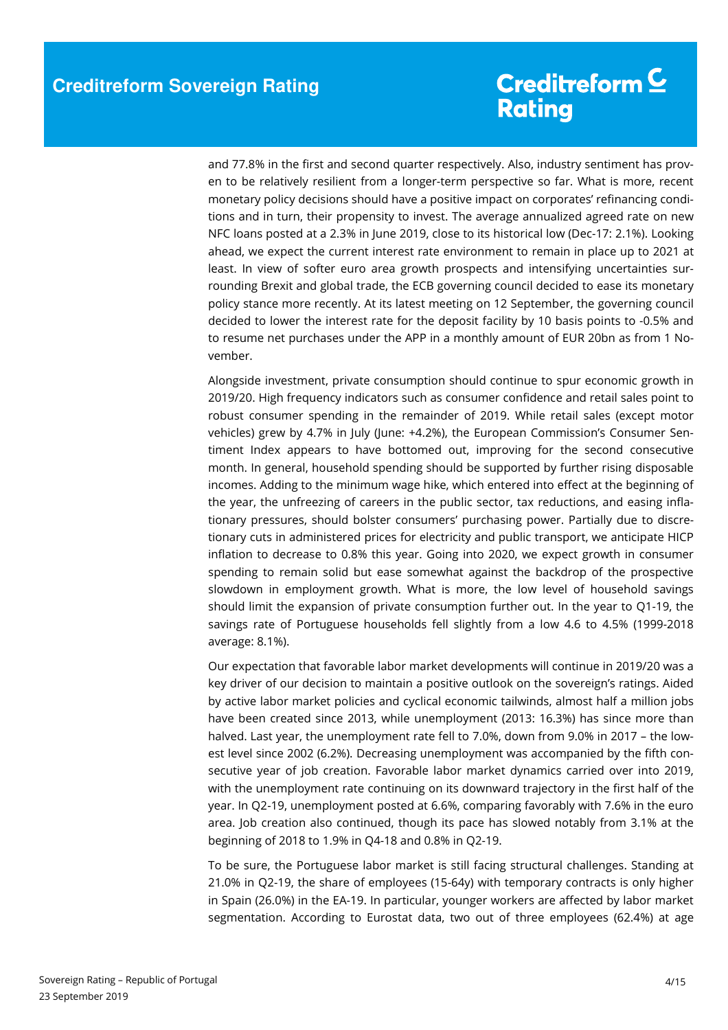and 77.8% in the first and second quarter respectively. Also, industry sentiment has proven to be relatively resilient from a longer-term perspective so far. What is more, recent monetary policy decisions should have a positive impact on corporates' refinancing conditions and in turn, their propensity to invest. The average annualized agreed rate on new NFC loans posted at a 2.3% in June 2019, close to its historical low (Dec-17: 2.1%). Looking ahead, we expect the current interest rate environment to remain in place up to 2021 at least. In view of softer euro area growth prospects and intensifying uncertainties surrounding Brexit and global trade, the ECB governing council decided to ease its monetary policy stance more recently. At its latest meeting on 12 September, the governing council decided to lower the interest rate for the deposit facility by 10 basis points to -0.5% and to resume net purchases under the APP in a monthly amount of EUR 20bn as from 1 November.

Alongside investment, private consumption should continue to spur economic growth in 2019/20. High frequency indicators such as consumer confidence and retail sales point to robust consumer spending in the remainder of 2019. While retail sales (except motor vehicles) grew by 4.7% in July (June: +4.2%), the European Commission's Consumer Sentiment Index appears to have bottomed out, improving for the second consecutive month. In general, household spending should be supported by further rising disposable incomes. Adding to the minimum wage hike, which entered into effect at the beginning of the year, the unfreezing of careers in the public sector, tax reductions, and easing inflationary pressures, should bolster consumers' purchasing power. Partially due to discretionary cuts in administered prices for electricity and public transport, we anticipate HICP inflation to decrease to 0.8% this year. Going into 2020, we expect growth in consumer spending to remain solid but ease somewhat against the backdrop of the prospective slowdown in employment growth. What is more, the low level of household savings should limit the expansion of private consumption further out. In the year to Q1-19, the savings rate of Portuguese households fell slightly from a low 4.6 to 4.5% (1999-2018 average: 8.1%).

Our expectation that favorable labor market developments will continue in 2019/20 was a key driver of our decision to maintain a positive outlook on the sovereign's ratings. Aided by active labor market policies and cyclical economic tailwinds, almost half a million jobs have been created since 2013, while unemployment (2013: 16.3%) has since more than halved. Last year, the unemployment rate fell to 7.0%, down from 9.0% in 2017 – the lowest level since 2002 (6.2%). Decreasing unemployment was accompanied by the fifth consecutive year of job creation. Favorable labor market dynamics carried over into 2019, with the unemployment rate continuing on its downward trajectory in the first half of the year. In Q2-19, unemployment posted at 6.6%, comparing favorably with 7.6% in the euro area. Job creation also continued, though its pace has slowed notably from 3.1% at the beginning of 2018 to 1.9% in Q4-18 and 0.8% in Q2-19.

To be sure, the Portuguese labor market is still facing structural challenges. Standing at 21.0% in Q2-19, the share of employees (15-64y) with temporary contracts is only higher in Spain (26.0%) in the EA-19. In particular, younger workers are affected by labor market segmentation. According to Eurostat data, two out of three employees (62.4%) at age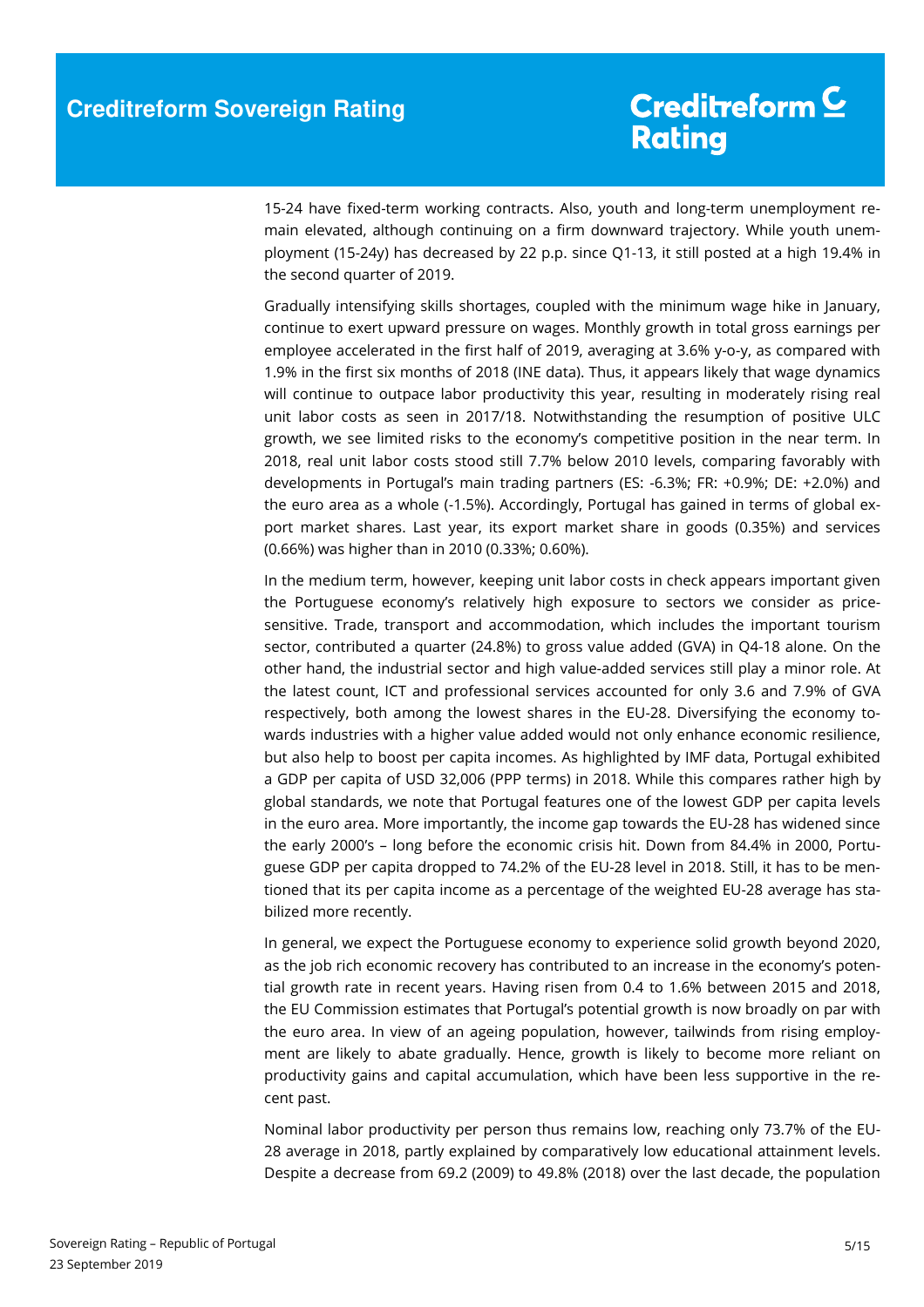15-24 have fixed-term working contracts. Also, youth and long-term unemployment remain elevated, although continuing on a firm downward trajectory. While youth unemployment (15-24y) has decreased by 22 p.p. since Q1-13, it still posted at a high 19.4% in the second quarter of 2019.

Gradually intensifying skills shortages, coupled with the minimum wage hike in January, continue to exert upward pressure on wages. Monthly growth in total gross earnings per employee accelerated in the first half of 2019, averaging at 3.6% y-o-y, as compared with 1.9% in the first six months of 2018 (INE data). Thus, it appears likely that wage dynamics will continue to outpace labor productivity this year, resulting in moderately rising real unit labor costs as seen in 2017/18. Notwithstanding the resumption of positive ULC growth, we see limited risks to the economy's competitive position in the near term. In 2018, real unit labor costs stood still 7.7% below 2010 levels, comparing favorably with developments in Portugal's main trading partners (ES: -6.3%; FR: +0.9%; DE: +2.0%) and the euro area as a whole (-1.5%). Accordingly, Portugal has gained in terms of global export market shares. Last year, its export market share in goods (0.35%) and services (0.66%) was higher than in 2010 (0.33%; 0.60%).

In the medium term, however, keeping unit labor costs in check appears important given the Portuguese economy's relatively high exposure to sectors we consider as price-sensitive. Trade, transport and accommodation, which includes the important tourism sector, contributed a quarter (24.8%) to gross value added (GVA) in Q4-18 alone. On the other hand, the industrial sector and high value-added services still play a minor role. At the latest count, ICT and professional services accounted for only 3.6 and 7.9% of GVA respectively, both among the lowest shares in the EU-28. Diversifying the economy towards industries with a higher value added would not only enhance economic resilience, but also help to boost per capita incomes. As highlighted by IMF data, Portugal exhibited a GDP per capita of USD 32,006 (PPP terms) in 2018. While this compares rather high by global standards, we note that Portugal features one of the lowest GDP per capita levels in the euro area. More importantly, the income gap towards the EU-28 has widened since the early 2000's – long before the economic crisis hit. Down from 84.4% in 2000, Portuguese GDP per capita dropped to 74.2% of the EU-28 level in 2018. Still, it has to be mentioned that its per capita income as a percentage of the weighted EU-28 average has stabilized more recently.

In general, we expect the Portuguese economy to experience solid growth beyond 2020, as the job rich economic recovery has contributed to an increase in the economy's potential growth rate in recent years. Having risen from 0.4 to 1.6% between 2015 and 2018, the EU Commission estimates that Portugal's potential growth is now broadly on par with the euro area. In view of an ageing population, however, tailwinds from rising employment are likely to abate gradually. Hence, growth is likely to become more reliant on productivity gains and capital accumulation, which have been less supportive in the recent past.

Nominal labor productivity per person thus remains low, reaching only 73.7% of the EU-28 average in 2018, partly explained by comparatively low educational attainment levels. Despite a decrease from 69.2 (2009) to 49.8% (2018) over the last decade, the population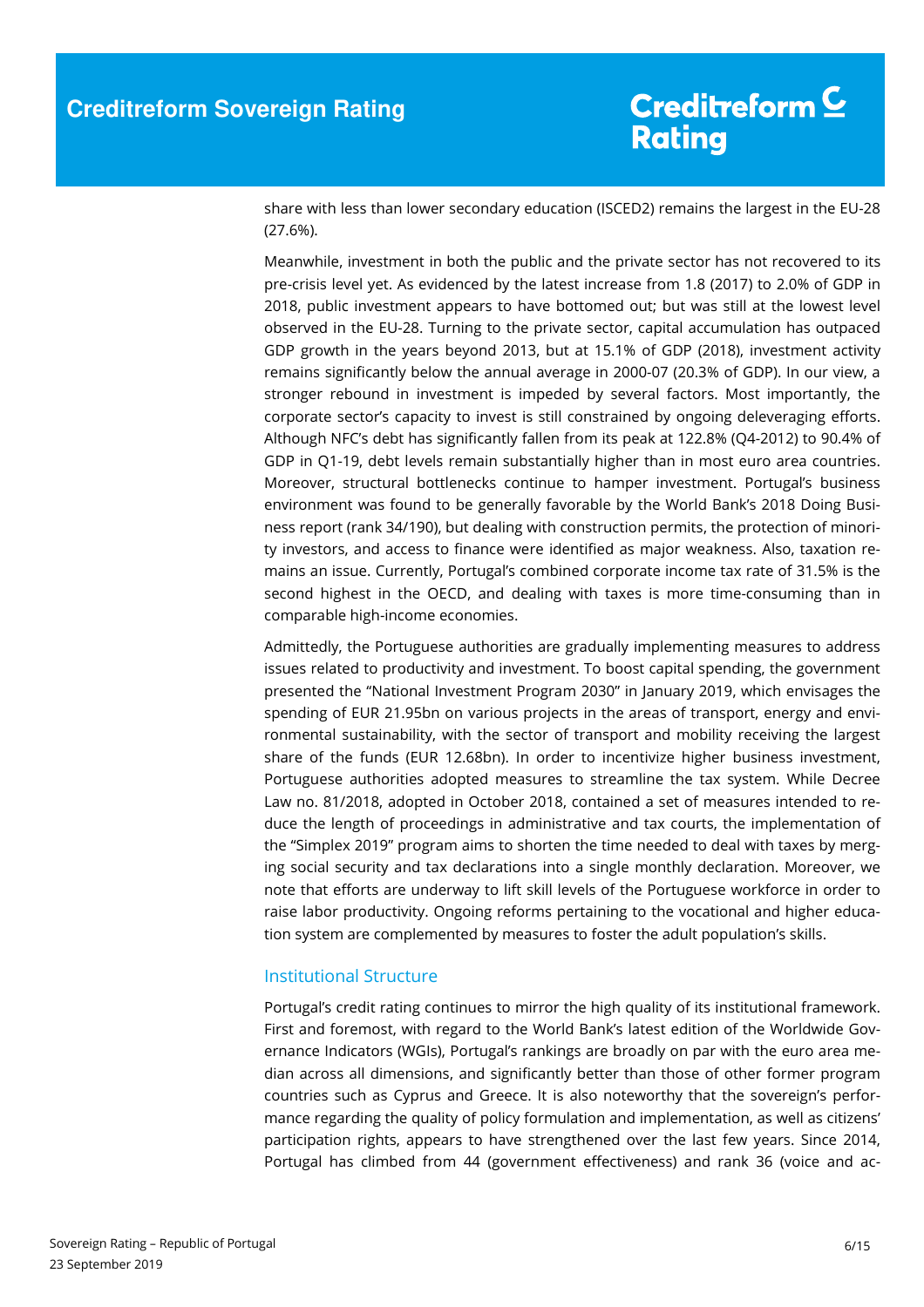share with less than lower secondary education (ISCED2) remains the largest in the EU-28 (27.6%).

Meanwhile, investment in both the public and the private sector has not recovered to its pre-crisis level yet. As evidenced by the latest increase from 1.8 (2017) to 2.0% of GDP in 2018, public investment appears to have bottomed out; but was still at the lowest level observed in the EU-28. Turning to the private sector, capital accumulation has outpaced GDP growth in the years beyond 2013, but at 15.1% of GDP (2018), investment activity remains significantly below the annual average in 2000-07 (20.3% of GDP). In our view, a stronger rebound in investment is impeded by several factors. Most importantly, the corporate sector's capacity to invest is still constrained by ongoing deleveraging efforts. Although NFC's debt has significantly fallen from its peak at 122.8% (Q4-2012) to 90.4% of GDP in Q1-19, debt levels remain substantially higher than in most euro area countries. Moreover, structural bottlenecks continue to hamper investment. Portugal's business environment was found to be generally favorable by the World Bank's 2018 Doing Business report (rank 34/190), but dealing with construction permits, the protection of minority investors, and access to finance were identified as major weakness. Also, taxation remains an issue. Currently, Portugal's combined corporate income tax rate of 31.5% is the second highest in the OECD, and dealing with taxes is more time-consuming than in comparable high-income economies.

Admittedly, the Portuguese authorities are gradually implementing measures to address issues related to productivity and investment. To boost capital spending, the government presented the "National Investment Program 2030" in January 2019, which envisages the spending of EUR 21.95bn on various projects in the areas of transport, energy and environmental sustainability, with the sector of transport and mobility receiving the largest share of the funds (EUR 12.68bn). In order to incentivize higher business investment, Portuguese authorities adopted measures to streamline the tax system. While Decree Law no. 81/2018, adopted in October 2018, contained a set of measures intended to reduce the length of proceedings in administrative and tax courts, the implementation of the "Simplex 2019" program aims to shorten the time needed to deal with taxes by merging social security and tax declarations into a single monthly declaration. Moreover, we note that efforts are underway to lift skill levels of the Portuguese workforce in order to raise labor productivity. Ongoing reforms pertaining to the vocational and higher education system are complemented by measures to foster the adult population's skills.

## Institutional Structure

Portugal's credit rating continues to mirror the high quality of its institutional framework. First and foremost, with regard to the World Bank's latest edition of the Worldwide Governance Indicators (WGIs), Portugal's rankings are broadly on par with the euro area median across all dimensions, and significantly better than those of other former program countries such as Cyprus and Greece. It is also noteworthy that the sovereign's performance regarding the quality of policy formulation and implementation, as well as citizens' participation rights, appears to have strengthened over the last few years. Since 2014, Portugal has climbed from 44 (government effectiveness) and rank 36 (voice and ac-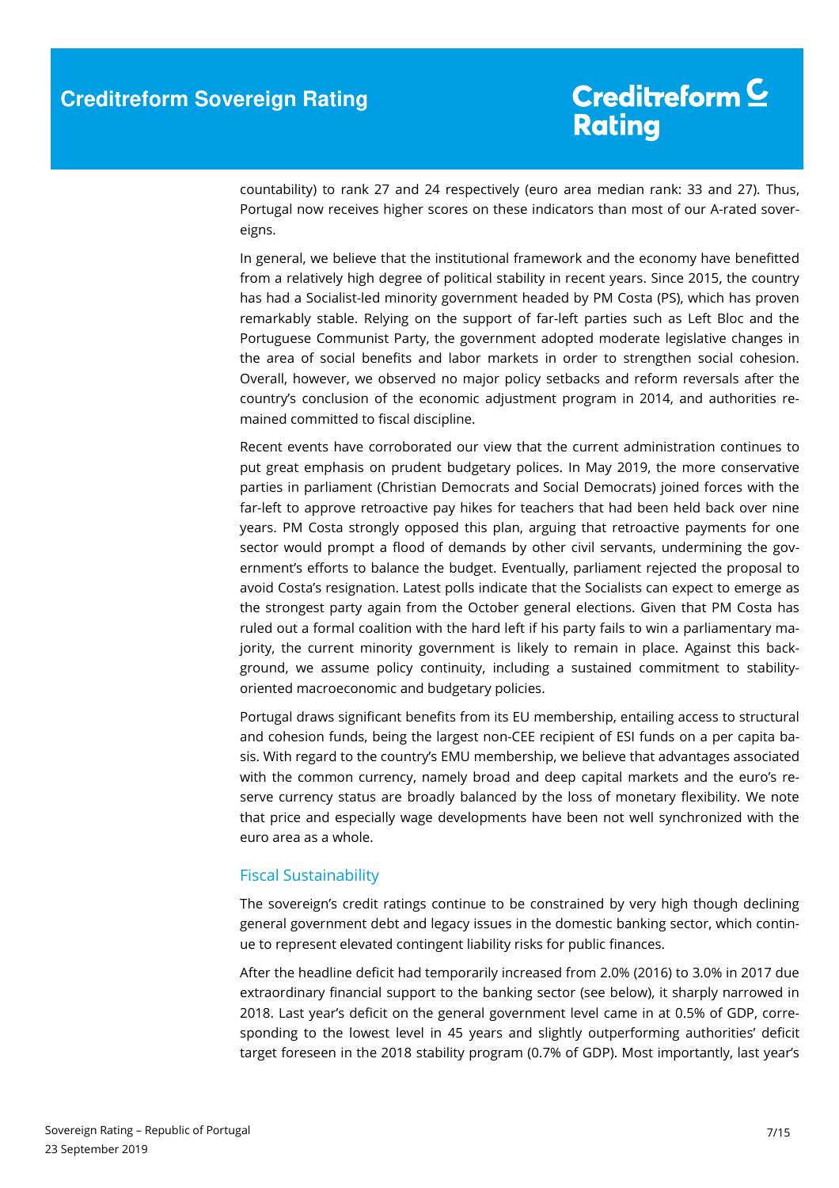countability) to rank 27 and 24 respectively (euro area median rank: 33 and 27). Thus, Portugal now receives higher scores on these indicators than most of our A-rated sovereigns.

In general, we believe that the institutional framework and the economy have benefitted from a relatively high degree of political stability in recent years. Since 2015, the country has had a Socialist-led minority government headed by PM Costa (PS), which has proven remarkably stable. Relying on the support of far-left parties such as Left Bloc and the Portuguese Communist Party, the government adopted moderate legislative changes in the area of social benefits and labor markets in order to strengthen social cohesion. Overall, however, we observed no major policy setbacks and reform reversals after the country's conclusion of the economic adjustment program in 2014, and authorities remained committed to fiscal discipline.

Recent events have corroborated our view that the current administration continues to put great emphasis on prudent budgetary polices. In May 2019, the more conservative parties in parliament (Christian Democrats and Social Democrats) joined forces with the far-left to approve retroactive pay hikes for teachers that had been held back over nine years. PM Costa strongly opposed this plan, arguing that retroactive payments for one sector would prompt a flood of demands by other civil servants, undermining the government's efforts to balance the budget. Eventually, parliament rejected the proposal to avoid Costa's resignation. Latest polls indicate that the Socialists can expect to emerge as the strongest party again from the October general elections. Given that PM Costa has ruled out a formal coalition with the hard left if his party fails to win a parliamentary majority, the current minority government is likely to remain in place. Against this background, we assume policy continuity, including a sustained commitment to stability-oriented macroeconomic and budgetary policies.

Portugal draws significant benefits from its EU membership, entailing access to structural and cohesion funds, being the largest non-CEE recipient of ESI funds on a per capita basis. With regard to the country's EMU membership, we believe that advantages associated with the common currency, namely broad and deep capital markets and the euro's reserve currency status are broadly balanced by the loss of monetary flexibility. We note that price and especially wage developments have been not well synchronized with the euro area as a whole.

## Fiscal Sustainability

The sovereign's credit ratings continue to be constrained by very high though declining general government debt and legacy issues in the domestic banking sector, which continue to represent elevated contingent liability risks for public finances.

After the headline deficit had temporarily increased from 2.0% (2016) to 3.0% in 2017 due extraordinary financial support to the banking sector (see below), it sharply narrowed in 2018. Last year's deficit on the general government level came in at 0.5% of GDP, corresponding to the lowest level in 45 years and slightly outperforming authorities' deficit target foreseen in the 2018 stability program (0.7% of GDP). Most importantly, last year's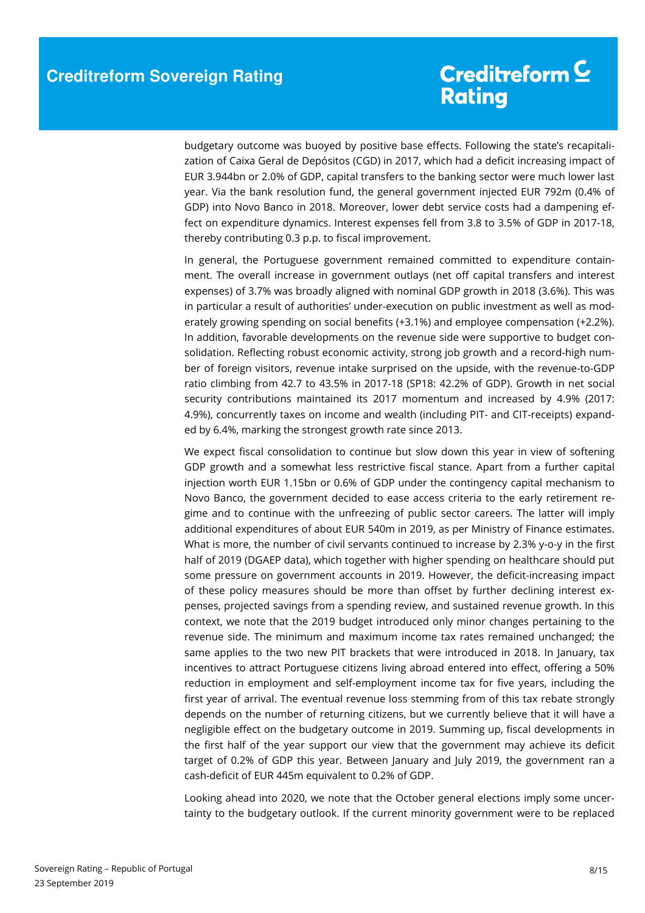budgetary outcome was buoyed by positive base effects. Following the state's recapitalization of Caixa Geral de Depósitos (CGD) in 2017, which had a deficit increasing impact of EUR 3.944bn or 2.0% of GDP, capital transfers to the banking sector were much lower last year. Via the bank resolution fund, the general government injected EUR 792m (0.4% of GDP) into Novo Banco in 2018. Moreover, lower debt service costs had a dampening effect on expenditure dynamics. Interest expenses fell from 3.8 to 3.5% of GDP in 2017-18, thereby contributing 0.3 p.p. to fiscal improvement.

In general, the Portuguese government remained committed to expenditure containment. The overall increase in government outlays (net off capital transfers and interest expenses) of 3.7% was broadly aligned with nominal GDP growth in 2018 (3.6%). This was in particular a result of authorities' under-execution on public investment as well as moderately growing spending on social benefits (+3.1%) and employee compensation (+2.2%). In addition, favorable developments on the revenue side were supportive to budget consolidation. Reflecting robust economic activity, strong job growth and a record-high number of foreign visitors, revenue intake surprised on the upside, with the revenue-to-GDP ratio climbing from 42.7 to 43.5% in 2017-18 (SP18: 42.2% of GDP). Growth in net social security contributions maintained its 2017 momentum and increased by 4.9% (2017: 4.9%), concurrently taxes on income and wealth (including PIT- and CIT-receipts) expanded by 6.4%, marking the strongest growth rate since 2013.

We expect fiscal consolidation to continue but slow down this year in view of softening GDP growth and a somewhat less restrictive fiscal stance. Apart from a further capital injection worth EUR 1.15bn or 0.6% of GDP under the contingency capital mechanism to Novo Banco, the government decided to ease access criteria to the early retirement regime and to continue with the unfreezing of public sector careers. The latter will imply additional expenditures of about EUR 540m in 2019, as per Ministry of Finance estimates. What is more, the number of civil servants continued to increase by 2.3% y-o-y in the first half of 2019 (DGAEP data), which together with higher spending on healthcare should put some pressure on government accounts in 2019. However, the deficit-increasing impact of these policy measures should be more than offset by further declining interest expenses, projected savings from a spending review, and sustained revenue growth. In this context, we note that the 2019 budget introduced only minor changes pertaining to the revenue side. The minimum and maximum income tax rates remained unchanged; the same applies to the two new PIT brackets that were introduced in 2018. In January, tax incentives to attract Portuguese citizens living abroad entered into effect, offering a 50% reduction in employment and self-employment income tax for five years, including the first year of arrival. The eventual revenue loss stemming from of this tax rebate strongly depends on the number of returning citizens, but we currently believe that it will have a negligible effect on the budgetary outcome in 2019. Summing up, fiscal developments in the first half of the year support our view that the government may achieve its deficit target of 0.2% of GDP this year. Between January and July 2019, the government ran a cash-deficit of EUR 445m equivalent to 0.2% of GDP.

Looking ahead into 2020, we note that the October general elections imply some uncertainty to the budgetary outlook. If the current minority government were to be replaced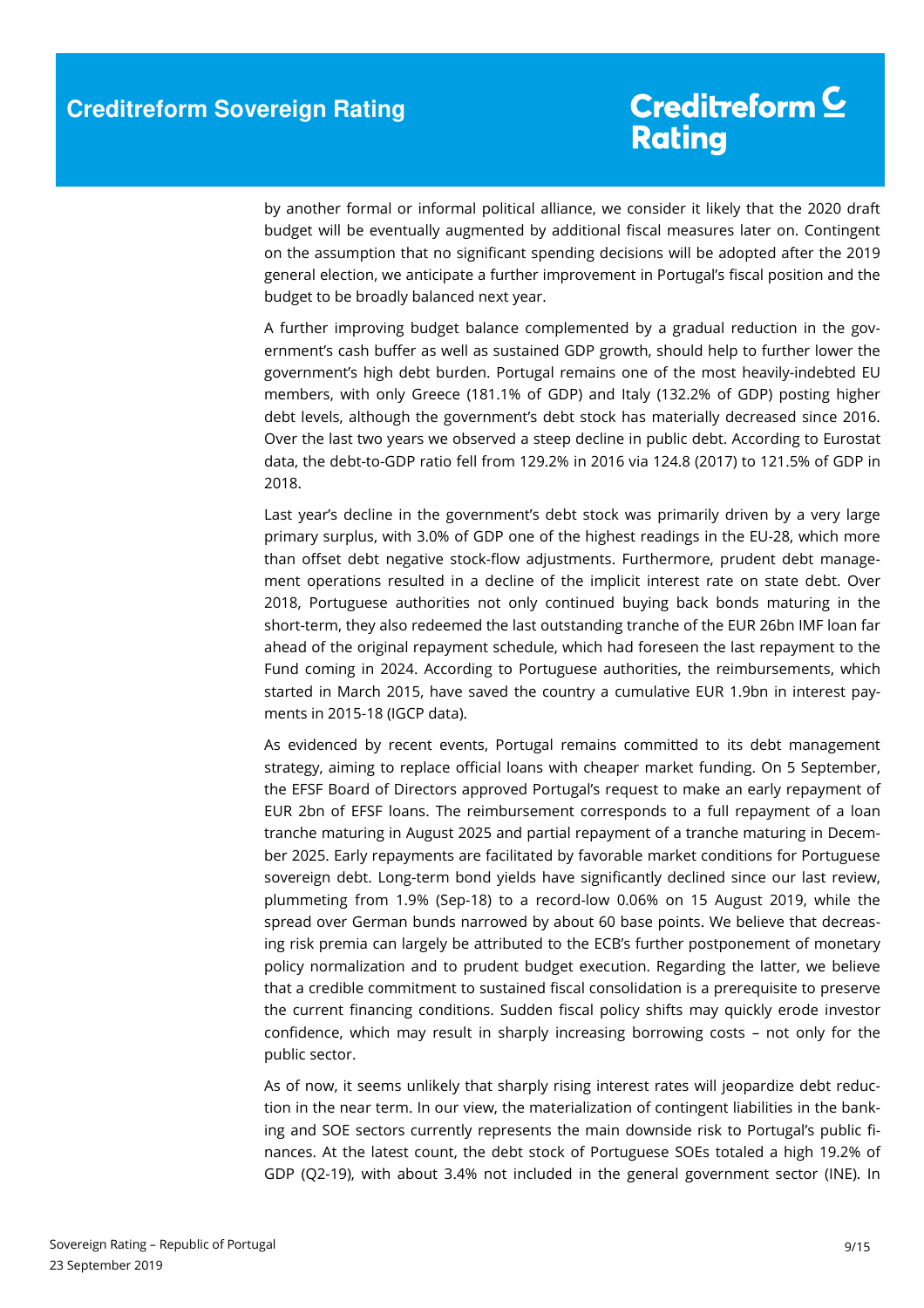by another formal or informal political alliance, we consider it likely that the 2020 draft budget will be eventually augmented by additional fiscal measures later on. Contingent on the assumption that no significant spending decisions will be adopted after the 2019 general election, we anticipate a further improvement in Portugal's fiscal position and the budget to be broadly balanced next year.

A further improving budget balance complemented by a gradual reduction in the government's cash buffer as well as sustained GDP growth, should help to further lower the government's high debt burden. Portugal remains one of the most heavily-indebted EU members, with only Greece (181.1% of GDP) and Italy (132.2% of GDP) posting higher debt levels, although the government's debt stock has materially decreased since 2016. Over the last two years we observed a steep decline in public debt. According to Eurostat data, the debt-to-GDP ratio fell from 129.2% in 2016 via 124.8 (2017) to 121.5% of GDP in 2018.

Last year's decline in the government's debt stock was primarily driven by a very large primary surplus, with 3.0% of GDP one of the highest readings in the EU-28, which more than offset debt negative stock-flow adjustments. Furthermore, prudent debt management operations resulted in a decline of the implicit interest rate on state debt. Over 2018, Portuguese authorities not only continued buying back bonds maturing in the short-term, they also redeemed the last outstanding tranche of the EUR 26bn IMF loan far ahead of the original repayment schedule, which had foreseen the last repayment to the Fund coming in 2024. According to Portuguese authorities, the reimbursements, which started in March 2015, have saved the country a cumulative EUR 1.9bn in interest payments in 2015-18 (IGCP data).

As evidenced by recent events, Portugal remains committed to its debt management strategy, aiming to replace official loans with cheaper market funding. On 5 September, the EFSF Board of Directors approved Portugal's request to make an early repayment of EUR 2bn of EFSF loans. The reimbursement corresponds to a full repayment of a loan tranche maturing in August 2025 and partial repayment of a tranche maturing in December 2025. Early repayments are facilitated by favorable market conditions for Portuguese sovereign debt. Long-term bond yields have significantly declined since our last review, plummeting from 1.9% (Sep-18) to a record-low 0.06% on 15 August 2019, while the spread over German bunds narrowed by about 60 base points. We believe that decreasing risk premia can largely be attributed to the ECB's further postponement of monetary policy normalization and to prudent budget execution. Regarding the latter, we believe that a credible commitment to sustained fiscal consolidation is a prerequisite to preserve the current financing conditions. Sudden fiscal policy shifts may quickly erode investor confidence, which may result in sharply increasing borrowing costs – not only for the public sector.

As of now, it seems unlikely that sharply rising interest rates will jeopardize debt reduction in the near term. In our view, the materialization of contingent liabilities in the banking and SOE sectors currently represents the main downside risk to Portugal's public finances. At the latest count, the debt stock of Portuguese SOEs totaled a high 19.2% of GDP (Q2-19), with about 3.4% not included in the general government sector (INE). In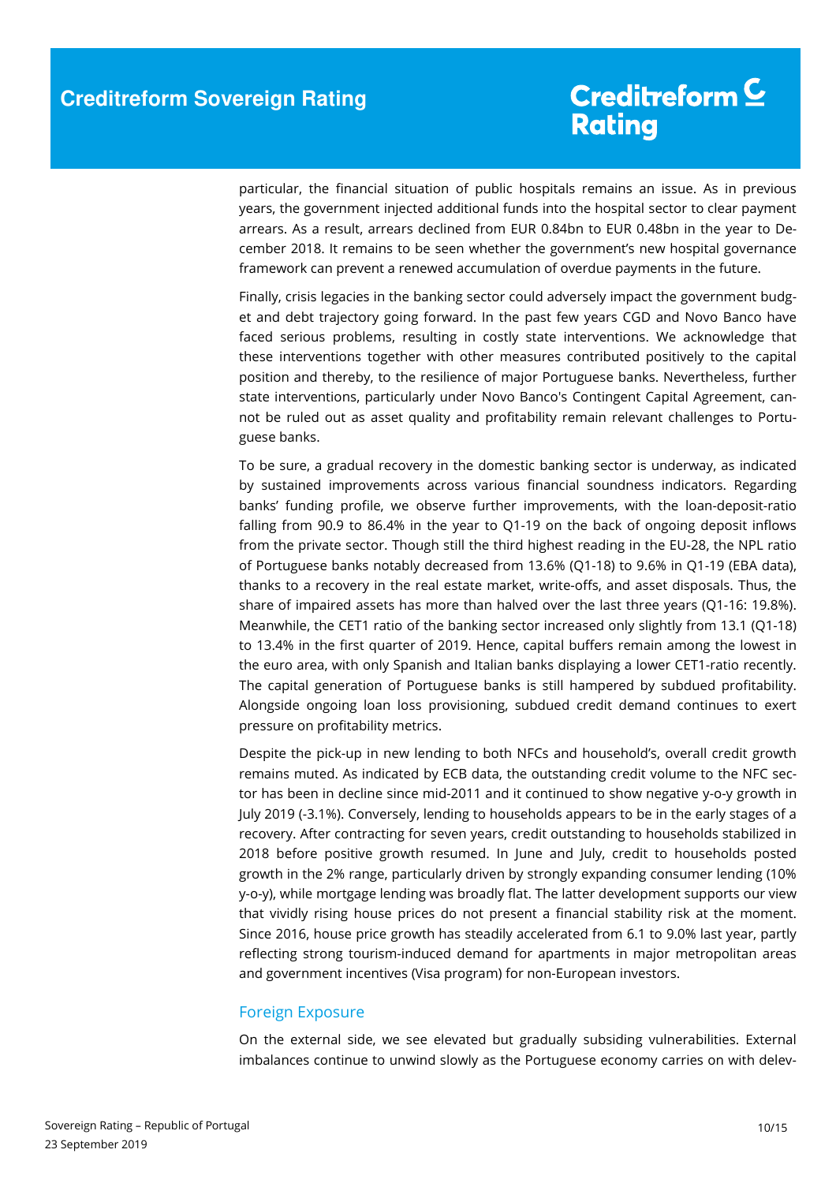particular, the financial situation of public hospitals remains an issue. As in previous years, the government injected additional funds into the hospital sector to clear payment arrears. As a result, arrears declined from EUR 0.84bn to EUR 0.48bn in the year to December 2018. It remains to be seen whether the government's new hospital governance framework can prevent a renewed accumulation of overdue payments in the future.

Finally, crisis legacies in the banking sector could adversely impact the government budget and debt trajectory going forward. In the past few years CGD and Novo Banco have faced serious problems, resulting in costly state interventions. We acknowledge that these interventions together with other measures contributed positively to the capital position and thereby, to the resilience of major Portuguese banks. Nevertheless, further state interventions, particularly under Novo Banco's Contingent Capital Agreement, cannot be ruled out as asset quality and profitability remain relevant challenges to Portuguese banks.

To be sure, a gradual recovery in the domestic banking sector is underway, as indicated by sustained improvements across various financial soundness indicators. Regarding banks' funding profile, we observe further improvements, with the loan-deposit-ratio falling from 90.9 to 86.4% in the year to Q1-19 on the back of ongoing deposit inflows from the private sector. Though still the third highest reading in the EU-28, the NPL ratio of Portuguese banks notably decreased from 13.6% (Q1-18) to 9.6% in Q1-19 (EBA data), thanks to a recovery in the real estate market, write-offs, and asset disposals. Thus, the share of impaired assets has more than halved over the last three years (Q1-16: 19.8%). Meanwhile, the CET1 ratio of the banking sector increased only slightly from 13.1 (Q1-18) to 13.4% in the first quarter of 2019. Hence, capital buffers remain among the lowest in the euro area, with only Spanish and Italian banks displaying a lower CET1-ratio recently. The capital generation of Portuguese banks is still hampered by subdued profitability. Alongside ongoing loan loss provisioning, subdued credit demand continues to exert pressure on profitability metrics.

Despite the pick-up in new lending to both NFCs and household's, overall credit growth remains muted. As indicated by ECB data, the outstanding credit volume to the NFC sector has been in decline since mid-2011 and it continued to show negative y-o-y growth in July 2019 (-3.1%). Conversely, lending to households appears to be in the early stages of a recovery. After contracting for seven years, credit outstanding to households stabilized in 2018 before positive growth resumed. In June and July, credit to households posted growth in the 2% range, particularly driven by strongly expanding consumer lending (10% y-o-y), while mortgage lending was broadly flat. The latter development supports our view that vividly rising house prices do not present a financial stability risk at the moment. Since 2016, house price growth has steadily accelerated from 6.1 to 9.0% last year, partly reflecting strong tourism-induced demand for apartments in major metropolitan areas and government incentives (Visa program) for non-European investors.

## Foreign Exposure

On the external side, we see elevated but gradually subsiding vulnerabilities. External imbalances continue to unwind slowly as the Portuguese economy carries on with delev-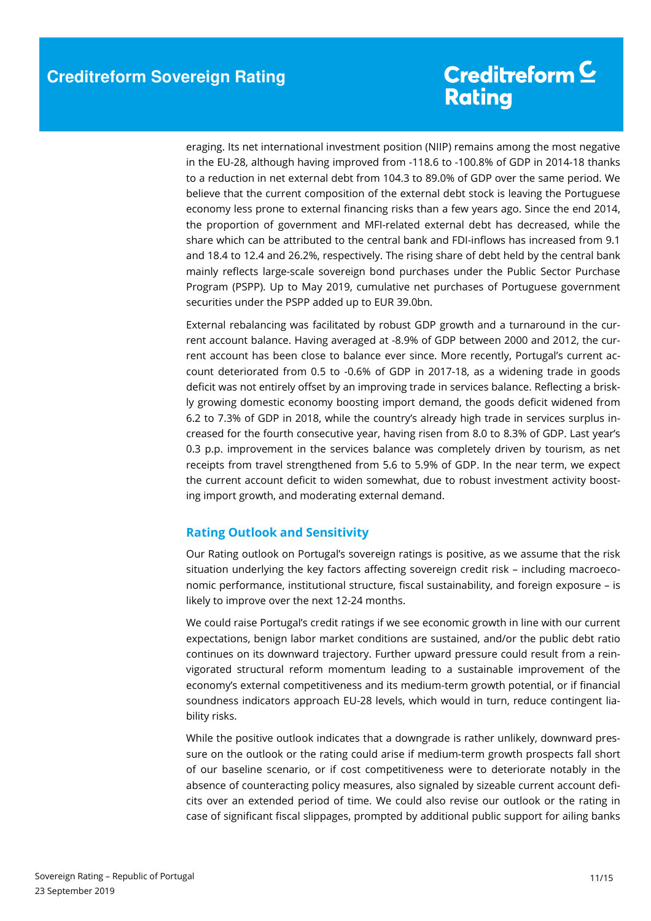eraging. Its net international investment position (NIIP) remains among the most negative in the EU-28, although having improved from -118.6 to -100.8% of GDP in 2014-18 thanks to a reduction in net external debt from 104.3 to 89.0% of GDP over the same period. We believe that the current composition of the external debt stock is leaving the Portuguese economy less prone to external financing risks than a few years ago. Since the end 2014, the proportion of government and MFI-related external debt has decreased, while the share which can be attributed to the central bank and FDI-inflows has increased from 9.1 and 18.4 to 12.4 and 26.2%, respectively. The rising share of debt held by the central bank mainly reflects large-scale sovereign bond purchases under the Public Sector Purchase Program (PSPP). Up to May 2019, cumulative net purchases of Portuguese government securities under the PSPP added up to EUR 39.0bn.

External rebalancing was facilitated by robust GDP growth and a turnaround in the current account balance. Having averaged at -8.9% of GDP between 2000 and 2012, the current account has been close to balance ever since. More recently, Portugal's current account deteriorated from 0.5 to -0.6% of GDP in 2017-18, as a widening trade in goods deficit was not entirely offset by an improving trade in services balance. Reflecting a briskly growing domestic economy boosting import demand, the goods deficit widened from 6.2 to 7.3% of GDP in 2018, while the country's already high trade in services surplus increased for the fourth consecutive year, having risen from 8.0 to 8.3% of GDP. Last year's 0.3 p.p. improvement in the services balance was completely driven by tourism, as net receipts from travel strengthened from 5.6 to 5.9% of GDP. In the near term, we expect the current account deficit to widen somewhat, due to robust investment activity boosting import growth, and moderating external demand.

## Rating Outlook and Sensitivity

Our Rating outlook on Portugal's sovereign ratings is positive, as we assume that the risk situation underlying the key factors affecting sovereign credit risk – including macroeconomic performance, institutional structure, fiscal sustainability, and foreign exposure – is likely to improve over the next 12-24 months.

We could raise Portugal's credit ratings if we see economic growth in line with our current expectations, benign labor market conditions are sustained, and/or the public debt ratio continues on its downward trajectory. Further upward pressure could result from a reinvigorated structural reform momentum leading to a sustainable improvement of the economy's external competitiveness and its medium-term growth potential, or if financial soundness indicators approach EU-28 levels, which would in turn, reduce contingent liability risks.

While the positive outlook indicates that a downgrade is rather unlikely, downward pressure on the outlook or the rating could arise if medium-term growth prospects fall short of our baseline scenario, or if cost competitiveness were to deteriorate notably in the absence of counteracting policy measures, also signaled by sizeable current account deficits over an extended period of time. We could also revise our outlook or the rating in case of significant fiscal slippages, prompted by additional public support for ailing banks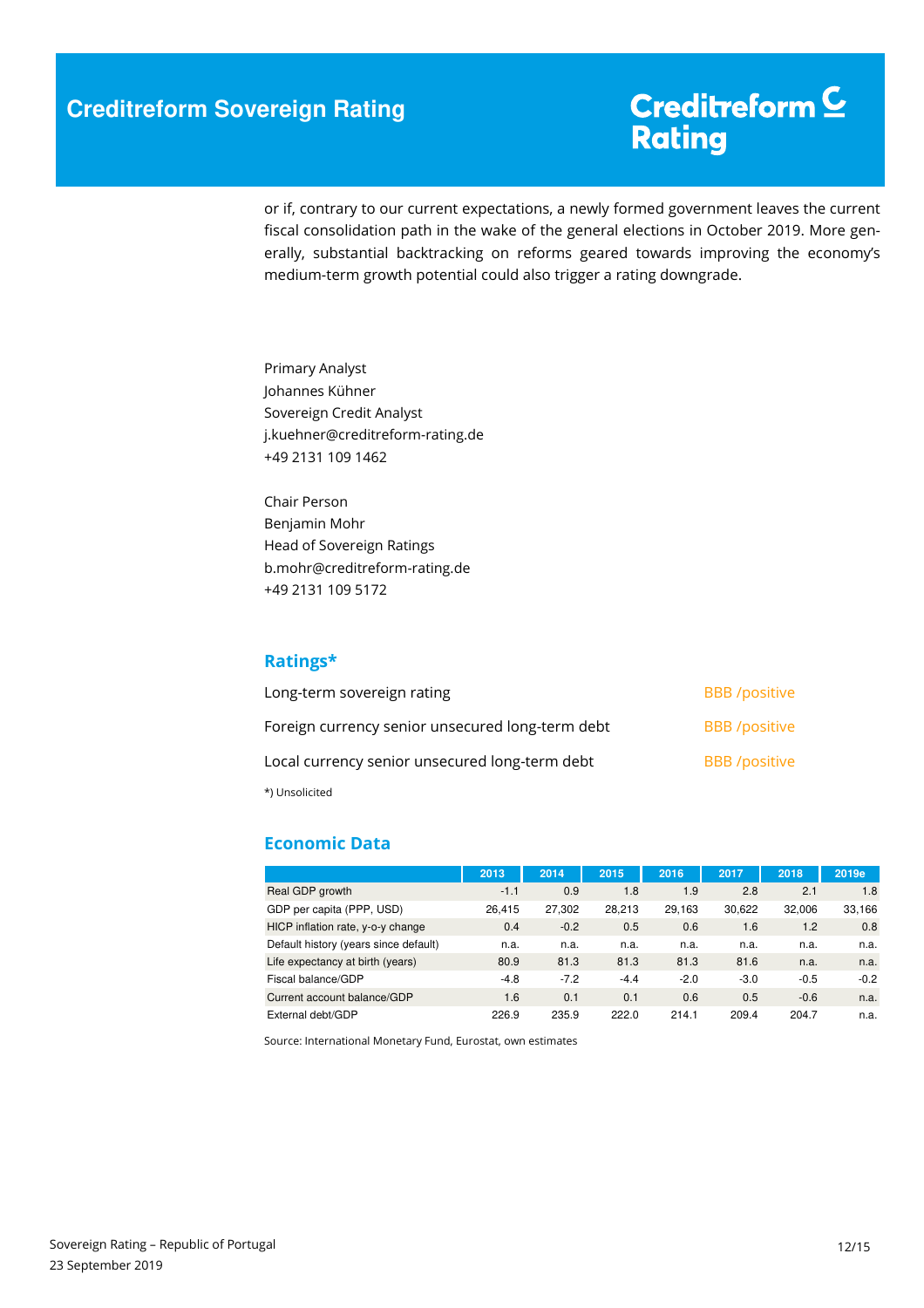or if, contrary to our current expectations, a newly formed government leaves the current fiscal consolidation path in the wake of the general elections in October 2019. More generally, substantial backtracking on reforms geared towards improving the economy's medium-term growth potential could also trigger a rating downgrade.

Primary Analyst
Johannes Kühner
Sovereign Credit Analyst
j.kuehner@creditreform-rating.de
+49 2131 109 1462

Chair Person
Benjamin Mohr
Head of Sovereign Ratings
b.mohr@creditreform-rating.de
+49 2131 109 5172

## Ratings*

| | |
|---|---|
| Long-term sovereign rating | BBB /positive |
| Foreign currency senior unsecured long-term debt | BBB /positive |
| Local currency senior unsecured long-term debt | BBB /positive |

*) Unsolicited

## Economic Data

| | 2013 | 2014 | 2015 | 2016 | 2017 | 2018 | 2019e |
|---|---|---|---|---|---|---|---|
| Real GDP growth | -1.1 | 0.9 | 1.8 | 1.9 | 2.8 | 2.1 | 1.8 |
| GDP per capita (PPP, USD) | 26,415 | 27,302 | 28,213 | 29,163 | 30,622 | 32,006 | 33,166 |
| HICP inflation rate, y-o-y change | 0.4 | -0.2 | 0.5 | 0.6 | 1.6 | 1.2 | 0.8 |
| Default history (years since default) | n.a. | n.a. | n.a. | n.a. | n.a. | n.a. | n.a. |
| Life expectancy at birth (years) | 80.9 | 81.3 | 81.3 | 81.3 | 81.6 | n.a. | n.a. |
| Fiscal balance/GDP | -4.8 | -7.2 | -4.4 | -2.0 | -3.0 | -0.5 | -0.2 |
| Current account balance/GDP | 1.6 | 0.1 | 0.1 | 0.6 | 0.5 | -0.6 | n.a. |
| External debt/GDP | 226.9 | 235.9 | 222.0 | 214.1 | 209.4 | 204.7 | n.a. |

Source: International Monetary Fund, Eurostat, own estimates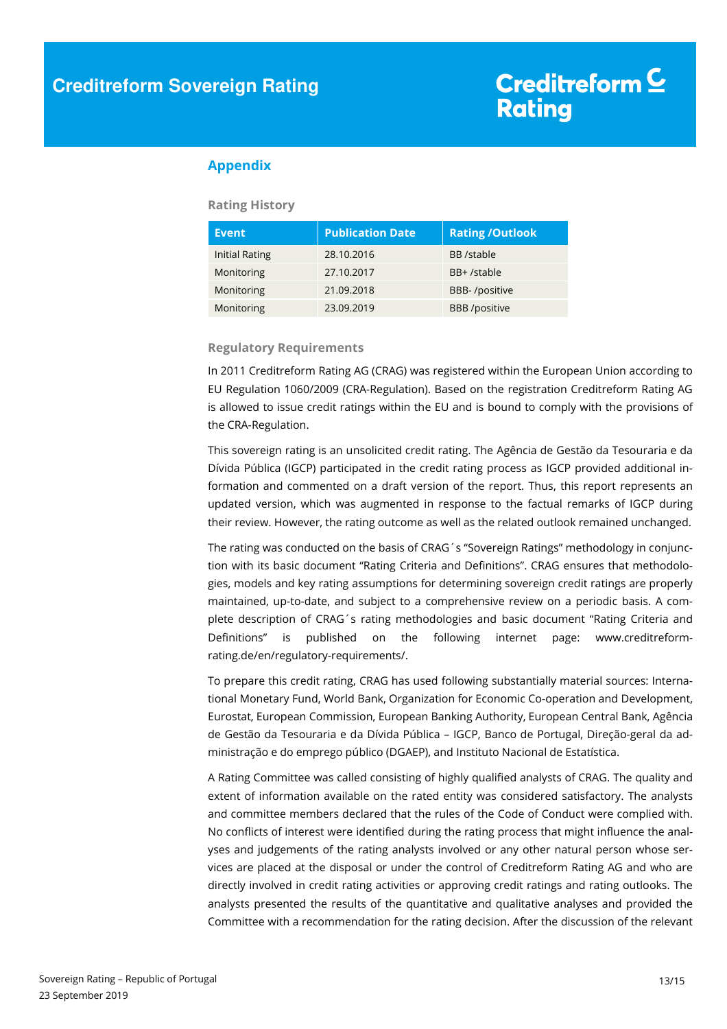## Appendix

### Rating History

| Event | Publication Date | Rating /Outlook |
|---|---|---|
| Initial Rating | 28.10.2016 | BB /stable |
| Monitoring | 27.10.2017 | BB+ /stable |
| Monitoring | 21.09.2018 | BBB- /positive |
| Monitoring | 23.09.2019 | BBB /positive |

### Regulatory Requirements

In 2011 Creditreform Rating AG (CRAG) was registered within the European Union according to EU Regulation 1060/2009 (CRA-Regulation). Based on the registration Creditreform Rating AG is allowed to issue credit ratings within the EU and is bound to comply with the provisions of the CRA-Regulation.

This sovereign rating is an unsolicited credit rating. The Agência de Gestão da Tesouraria e da Dívida Pública (IGCP) participated in the credit rating process as IGCP provided additional information and commented on a draft version of the report. Thus, this report represents an updated version, which was augmented in response to the factual remarks of IGCP during their review. However, the rating outcome as well as the related outlook remained unchanged.

The rating was conducted on the basis of CRAG´s "Sovereign Ratings" methodology in conjunction with its basic document "Rating Criteria and Definitions". CRAG ensures that methodologies, models and key rating assumptions for determining sovereign credit ratings are properly maintained, up-to-date, and subject to a comprehensive review on a periodic basis. A complete description of CRAG´s rating methodologies and basic document "Rating Criteria and Definitions" is published on the following internet page: www.creditreform-rating.de/en/regulatory-requirements/.

To prepare this credit rating, CRAG has used following substantially material sources: International Monetary Fund, World Bank, Organization for Economic Co-operation and Development, Eurostat, European Commission, European Banking Authority, European Central Bank, Agência de Gestão da Tesouraria e da Dívida Pública – IGCP, Banco de Portugal, Direção-geral da administração e do emprego público (DGAEP), and Instituto Nacional de Estatística.

A Rating Committee was called consisting of highly qualified analysts of CRAG. The quality and extent of information available on the rated entity was considered satisfactory. The analysts and committee members declared that the rules of the Code of Conduct were complied with. No conflicts of interest were identified during the rating process that might influence the analyses and judgements of the rating analysts involved or any other natural person whose services are placed at the disposal or under the control of Creditreform Rating AG and who are directly involved in credit rating activities or approving credit ratings and rating outlooks. The analysts presented the results of the quantitative and qualitative analyses and provided the Committee with a recommendation for the rating decision. After the discussion of the relevant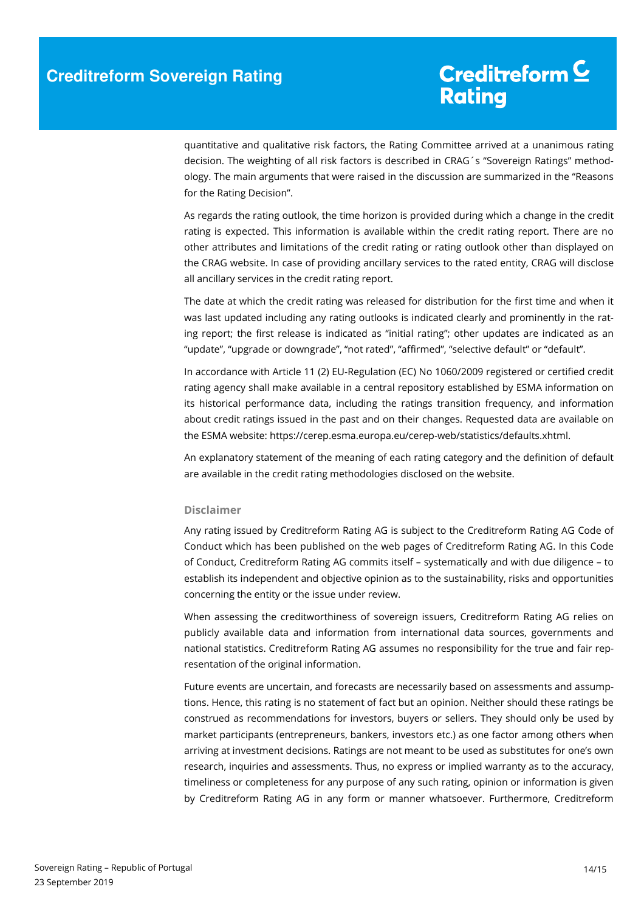quantitative and qualitative risk factors, the Rating Committee arrived at a unanimous rating decision. The weighting of all risk factors is described in CRAG´s "Sovereign Ratings" methodology. The main arguments that were raised in the discussion are summarized in the "Reasons for the Rating Decision".

As regards the rating outlook, the time horizon is provided during which a change in the credit rating is expected. This information is available within the credit rating report. There are no other attributes and limitations of the credit rating or rating outlook other than displayed on the CRAG website. In case of providing ancillary services to the rated entity, CRAG will disclose all ancillary services in the credit rating report.

The date at which the credit rating was released for distribution for the first time and when it was last updated including any rating outlooks is indicated clearly and prominently in the rating report; the first release is indicated as "initial rating"; other updates are indicated as an "update", "upgrade or downgrade", "not rated", "affirmed", "selective default" or "default".

In accordance with Article 11 (2) EU-Regulation (EC) No 1060/2009 registered or certified credit rating agency shall make available in a central repository established by ESMA information on its historical performance data, including the ratings transition frequency, and information about credit ratings issued in the past and on their changes. Requested data are available on the ESMA website: https://cerep.esma.europa.eu/cerep-web/statistics/defaults.xhtml.

An explanatory statement of the meaning of each rating category and the definition of default are available in the credit rating methodologies disclosed on the website.

### Disclaimer

Any rating issued by Creditreform Rating AG is subject to the Creditreform Rating AG Code of Conduct which has been published on the web pages of Creditreform Rating AG. In this Code of Conduct, Creditreform Rating AG commits itself – systematically and with due diligence – to establish its independent and objective opinion as to the sustainability, risks and opportunities concerning the entity or the issue under review.

When assessing the creditworthiness of sovereign issuers, Creditreform Rating AG relies on publicly available data and information from international data sources, governments and national statistics. Creditreform Rating AG assumes no responsibility for the true and fair representation of the original information.

Future events are uncertain, and forecasts are necessarily based on assessments and assumptions. Hence, this rating is no statement of fact but an opinion. Neither should these ratings be construed as recommendations for investors, buyers or sellers. They should only be used by market participants (entrepreneurs, bankers, investors etc.) as one factor among others when arriving at investment decisions. Ratings are not meant to be used as substitutes for one's own research, inquiries and assessments. Thus, no express or implied warranty as to the accuracy, timeliness or completeness for any purpose of any such rating, opinion or information is given by Creditreform Rating AG in any form or manner whatsoever. Furthermore, Creditreform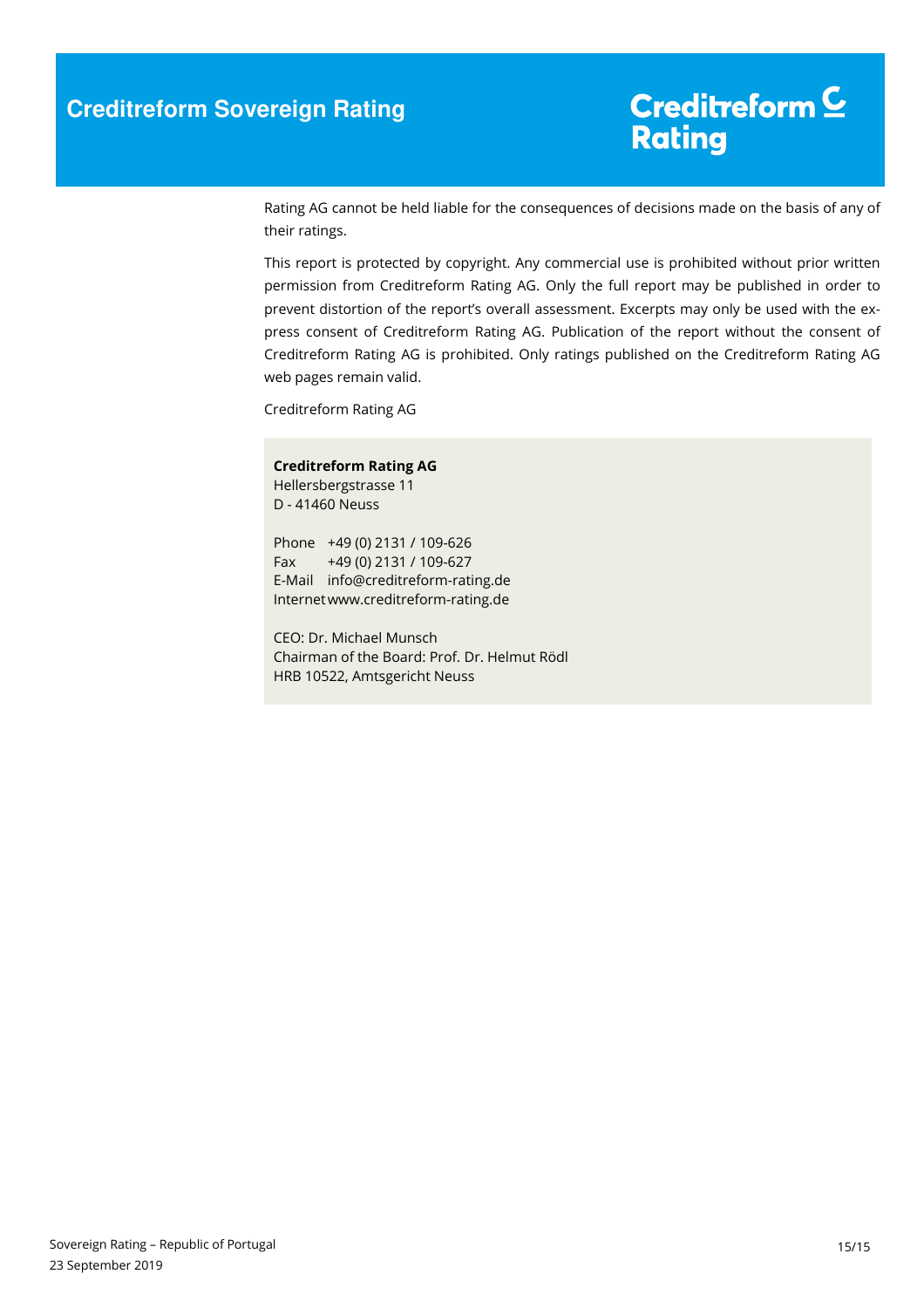Rating AG cannot be held liable for the consequences of decisions made on the basis of any of their ratings.

This report is protected by copyright. Any commercial use is prohibited without prior written permission from Creditreform Rating AG. Only the full report may be published in order to prevent distortion of the report's overall assessment. Excerpts may only be used with the express consent of Creditreform Rating AG. Publication of the report without the consent of Creditreform Rating AG is prohibited. Only ratings published on the Creditreform Rating AG web pages remain valid.

Creditreform Rating AG

**Creditreform Rating AG**
Hellersbergstrasse 11
D - 41460 Neuss

Phone +49 (0) 2131 / 109-626
Fax +49 (0) 2131 / 109-627
E-Mail info@creditreform-rating.de
Internet www.creditreform-rating.de

CEO: Dr. Michael Munsch
Chairman of the Board: Prof. Dr. Helmut Rödl
HRB 10522, Amtsgericht Neuss